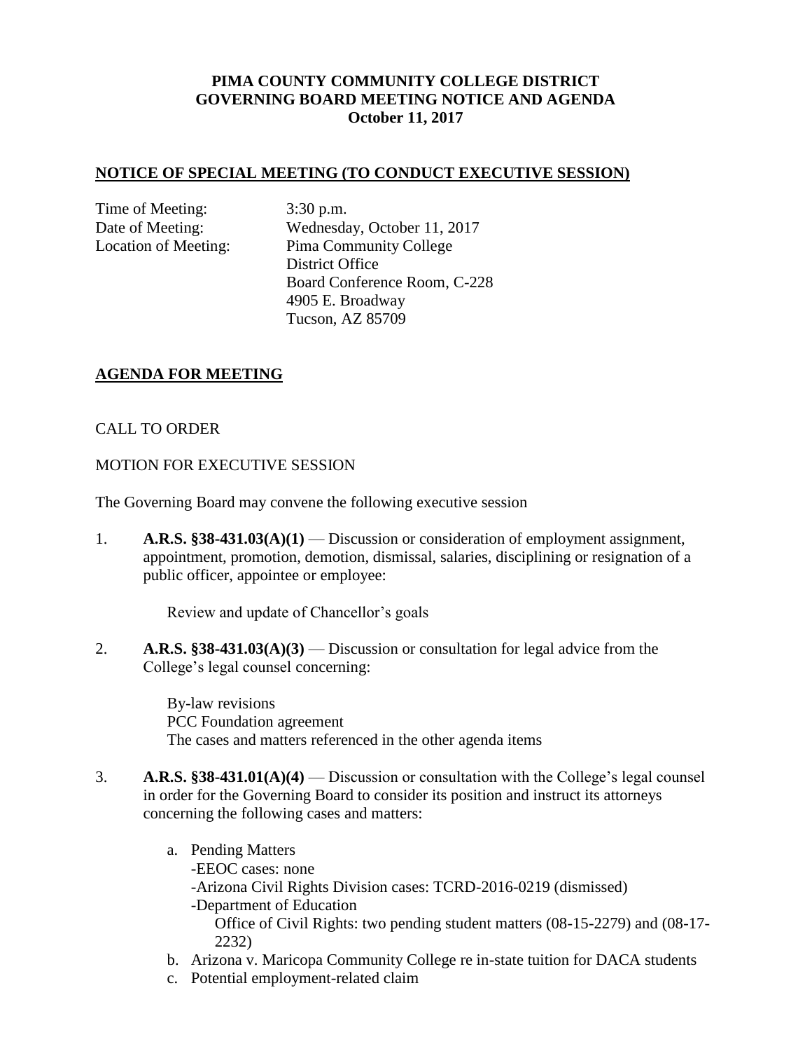**PIMA COUNTY COMMUNITY COLLEGE DISTRICT**
**GOVERNING BOARD MEETING NOTICE AND AGENDA**
**October 11, 2017**

## NOTICE OF SPECIAL MEETING (TO CONDUCT EXECUTIVE SESSION)

Time of Meeting: 3:30 p.m.
Date of Meeting: Wednesday, October 11, 2017
Location of Meeting: Pima Community College
District Office
Board Conference Room, C-228
4905 E. Broadway
Tucson, AZ 85709

## AGENDA FOR MEETING

CALL TO ORDER

MOTION FOR EXECUTIVE SESSION

The Governing Board may convene the following executive session

1. **A.R.S. §38-431.03(A)(1)** — Discussion or consideration of employment assignment, appointment, promotion, demotion, dismissal, salaries, disciplining or resignation of a public officer, appointee or employee:

   Review and update of Chancellor's goals

2. **A.R.S. §38-431.03(A)(3)** — Discussion or consultation for legal advice from the College's legal counsel concerning:

   By-law revisions
   PCC Foundation agreement
   The cases and matters referenced in the other agenda items

3. **A.R.S. §38-431.01(A)(4)** — Discussion or consultation with the College's legal counsel in order for the Governing Board to consider its position and instruct its attorneys concerning the following cases and matters:

   a. Pending Matters
      -EEOC cases: none
      -Arizona Civil Rights Division cases: TCRD-2016-0219 (dismissed)
      -Department of Education
         Office of Civil Rights: two pending student matters (08-15-2279) and (08-17-2232)
   b. Arizona v. Maricopa Community College re in-state tuition for DACA students
   c. Potential employment-related claim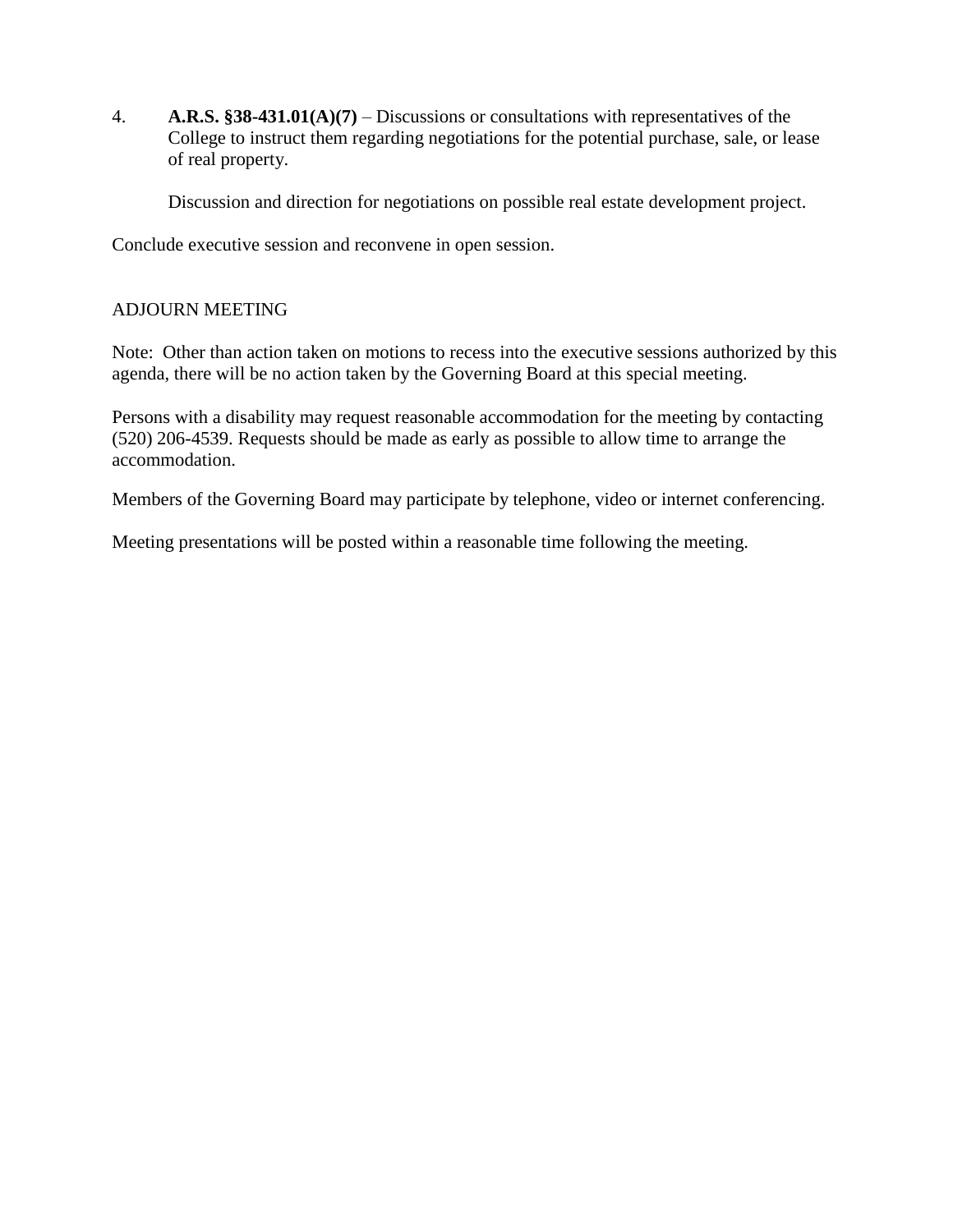4. **A.R.S. §38-431.01(A)(7)** – Discussions or consultations with representatives of the College to instruct them regarding negotiations for the potential purchase, sale, or lease of real property.

   Discussion and direction for negotiations on possible real estate development project.

Conclude executive session and reconvene in open session.

ADJOURN MEETING

Note: Other than action taken on motions to recess into the executive sessions authorized by this agenda, there will be no action taken by the Governing Board at this special meeting.

Persons with a disability may request reasonable accommodation for the meeting by contacting (520) 206-4539. Requests should be made as early as possible to allow time to arrange the accommodation.

Members of the Governing Board may participate by telephone, video or internet conferencing.

Meeting presentations will be posted within a reasonable time following the meeting.